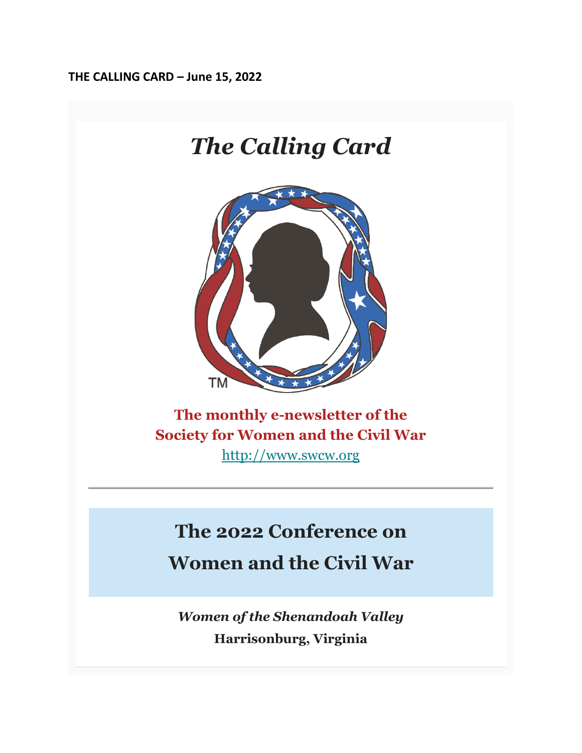**THE CALLING CARD – June 15, 2022**

# *The Calling Card*

TM

**The monthly e-newsletter of the Society for Women and the Civil War**

http://www.swcw.org

---

## The 2022 Conference on Women and the Civil War

***Women of the Shenandoah Valley***

**Harrisonburg, Virginia**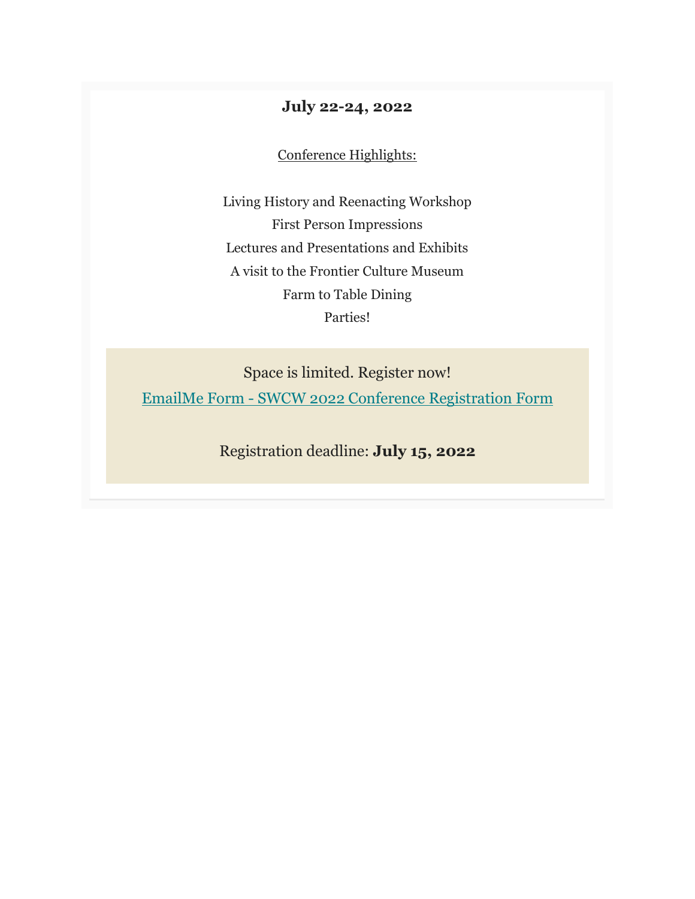**July 22-24, 2022**

Conference Highlights:

Living History and Reenacting Workshop
First Person Impressions
Lectures and Presentations and Exhibits
A visit to the Frontier Culture Museum
Farm to Table Dining
Parties!

Space is limited. Register now!

EmailMe Form - SWCW 2022 Conference Registration Form

Registration deadline: **July 15, 2022**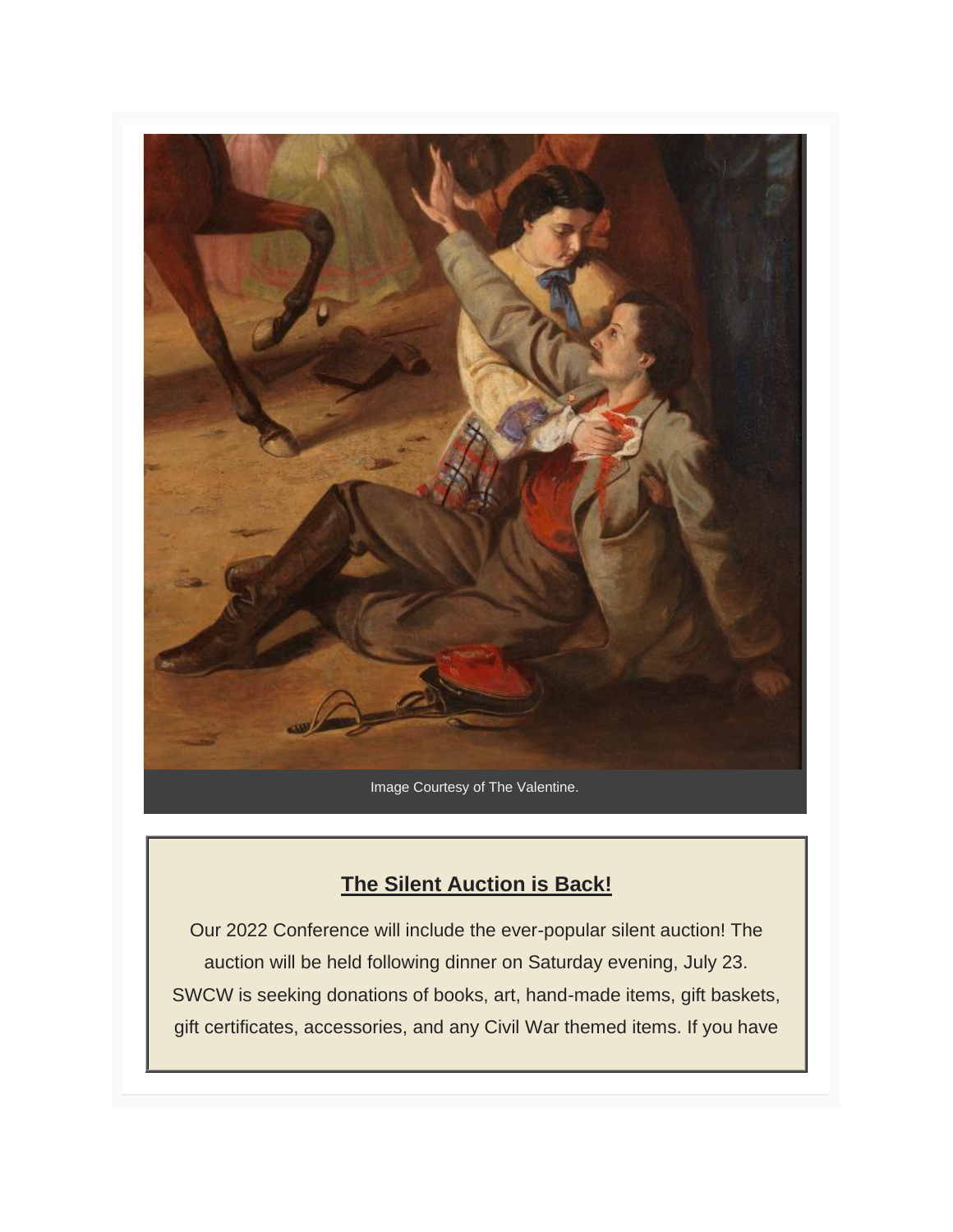Image Courtesy of The Valentine.

## The Silent Auction is Back!

Our 2022 Conference will include the ever-popular silent auction! The auction will be held following dinner on Saturday evening, July 23. SWCW is seeking donations of books, art, hand-made items, gift baskets, gift certificates, accessories, and any Civil War themed items. If you have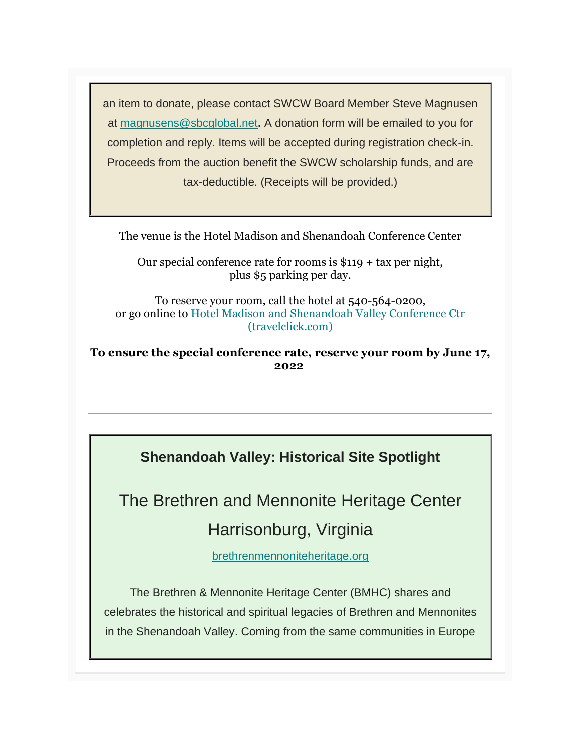an item to donate, please contact SWCW Board Member Steve Magnusen at [magnusens@sbcglobal.net](mailto:magnusens@sbcglobal.net)**.** A donation form will be emailed to you for completion and reply. Items will be accepted during registration check-in. Proceeds from the auction benefit the SWCW scholarship funds, and are tax-deductible. (Receipts will be provided.)

The venue is the Hotel Madison and Shenandoah Conference Center

Our special conference rate for rooms is $119 + tax per night,
plus $5 parking per day.

To reserve your room, call the hotel at 540-564-0200,
or go online to [Hotel Madison and Shenandoah Valley Conference Ctr (travelclick.com)]()

**To ensure the special conference rate, reserve your room by June 17, 2022**

---

### Shenandoah Valley: Historical Site Spotlight

## The Brethren and Mennonite Heritage Center

## Harrisonburg, Virginia

[brethrenmennoniteheritage.org]()

The Brethren & Mennonite Heritage Center (BMHC) shares and celebrates the historical and spiritual legacies of Brethren and Mennonites in the Shenandoah Valley. Coming from the same communities in Europe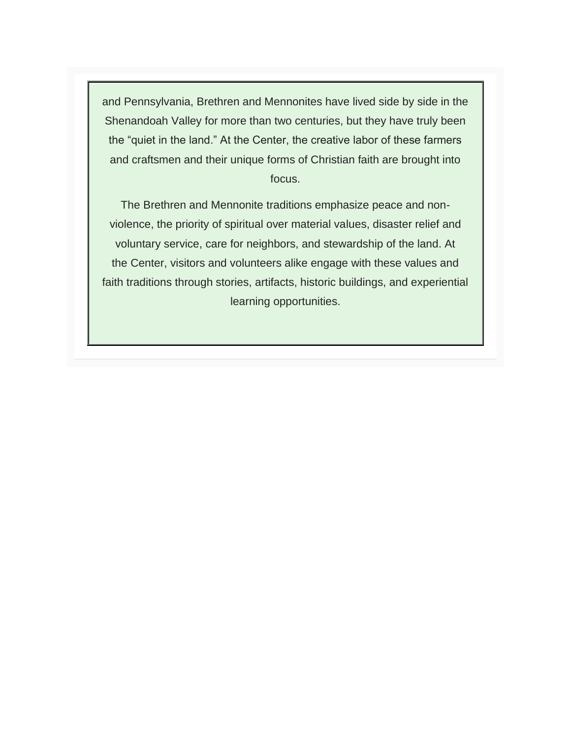and Pennsylvania, Brethren and Mennonites have lived side by side in the Shenandoah Valley for more than two centuries, but they have truly been the “quiet in the land.” At the Center, the creative labor of these farmers and craftsmen and their unique forms of Christian faith are brought into focus.

The Brethren and Mennonite traditions emphasize peace and non-violence, the priority of spiritual over material values, disaster relief and voluntary service, care for neighbors, and stewardship of the land. At the Center, visitors and volunteers alike engage with these values and faith traditions through stories, artifacts, historic buildings, and experiential learning opportunities.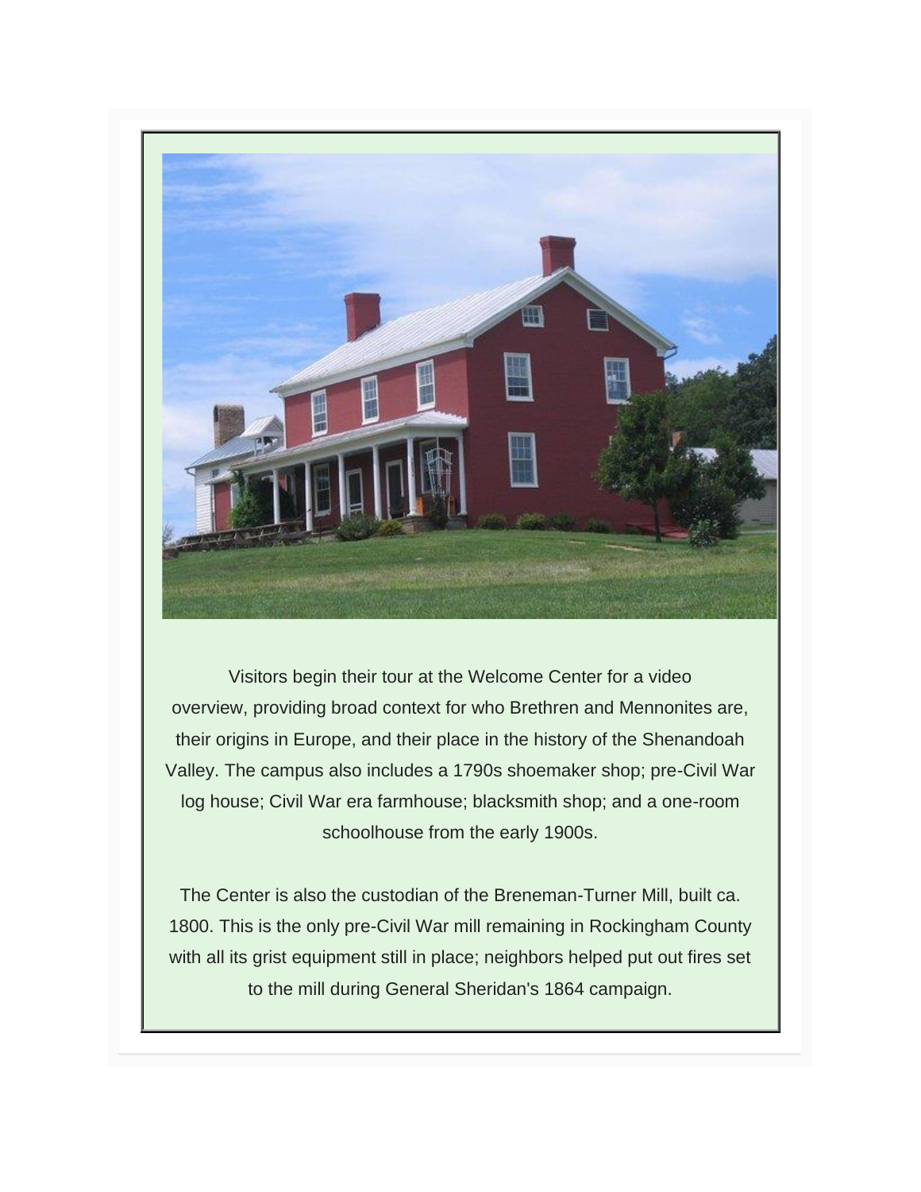Visitors begin their tour at the Welcome Center for a video overview, providing broad context for who Brethren and Mennonites are, their origins in Europe, and their place in the history of the Shenandoah Valley. The campus also includes a 1790s shoemaker shop; pre-Civil War log house; Civil War era farmhouse; blacksmith shop; and a one-room schoolhouse from the early 1900s.

The Center is also the custodian of the Breneman-Turner Mill, built ca. 1800. This is the only pre-Civil War mill remaining in Rockingham County with all its grist equipment still in place; neighbors helped put out fires set to the mill during General Sheridan's 1864 campaign.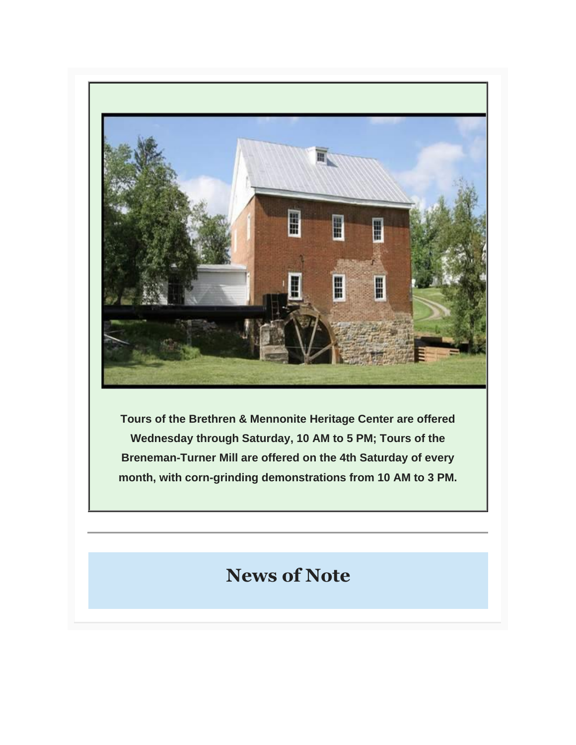**Tours of the Brethren & Mennonite Heritage Center are offered Wednesday through Saturday, 10 AM to 5 PM; Tours of the Breneman-Turner Mill are offered on the 4th Saturday of every month, with corn-grinding demonstrations from 10 AM to 3 PM.**

---

# News of Note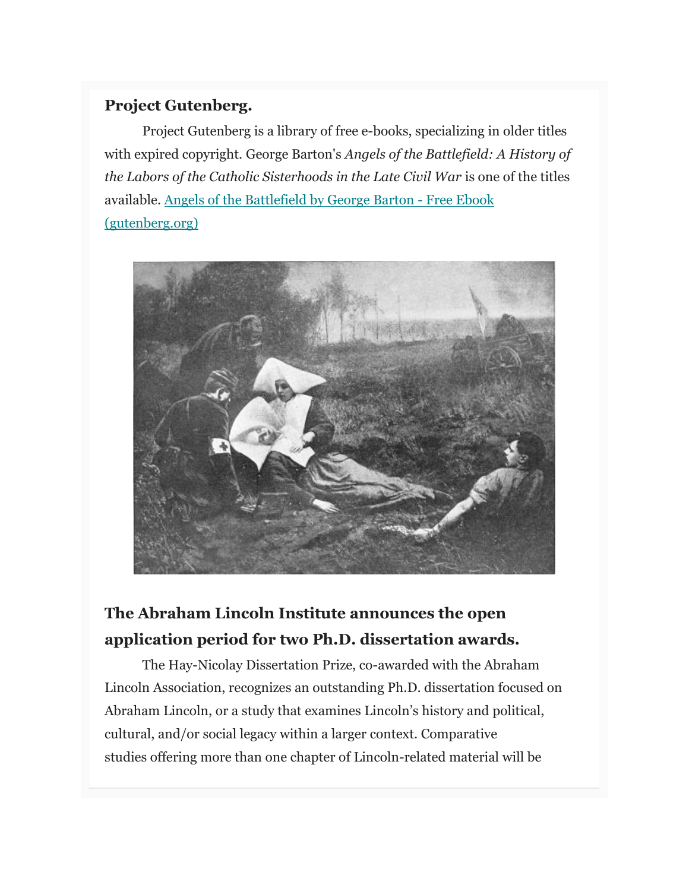**Project Gutenberg.**

Project Gutenberg is a library of free e-books, specializing in older titles with expired copyright. George Barton's *Angels of the Battlefield: A History of the Labors of the Catholic Sisterhoods in the Late Civil War* is one of the titles available. [Angels of the Battlefield by George Barton - Free Ebook (gutenberg.org)]

## The Abraham Lincoln Institute announces the open application period for two Ph.D. dissertation awards.

The Hay-Nicolay Dissertation Prize, co-awarded with the Abraham Lincoln Association, recognizes an outstanding Ph.D. dissertation focused on Abraham Lincoln, or a study that examines Lincoln's history and political, cultural, and/or social legacy within a larger context. Comparative studies offering more than one chapter of Lincoln-related material will be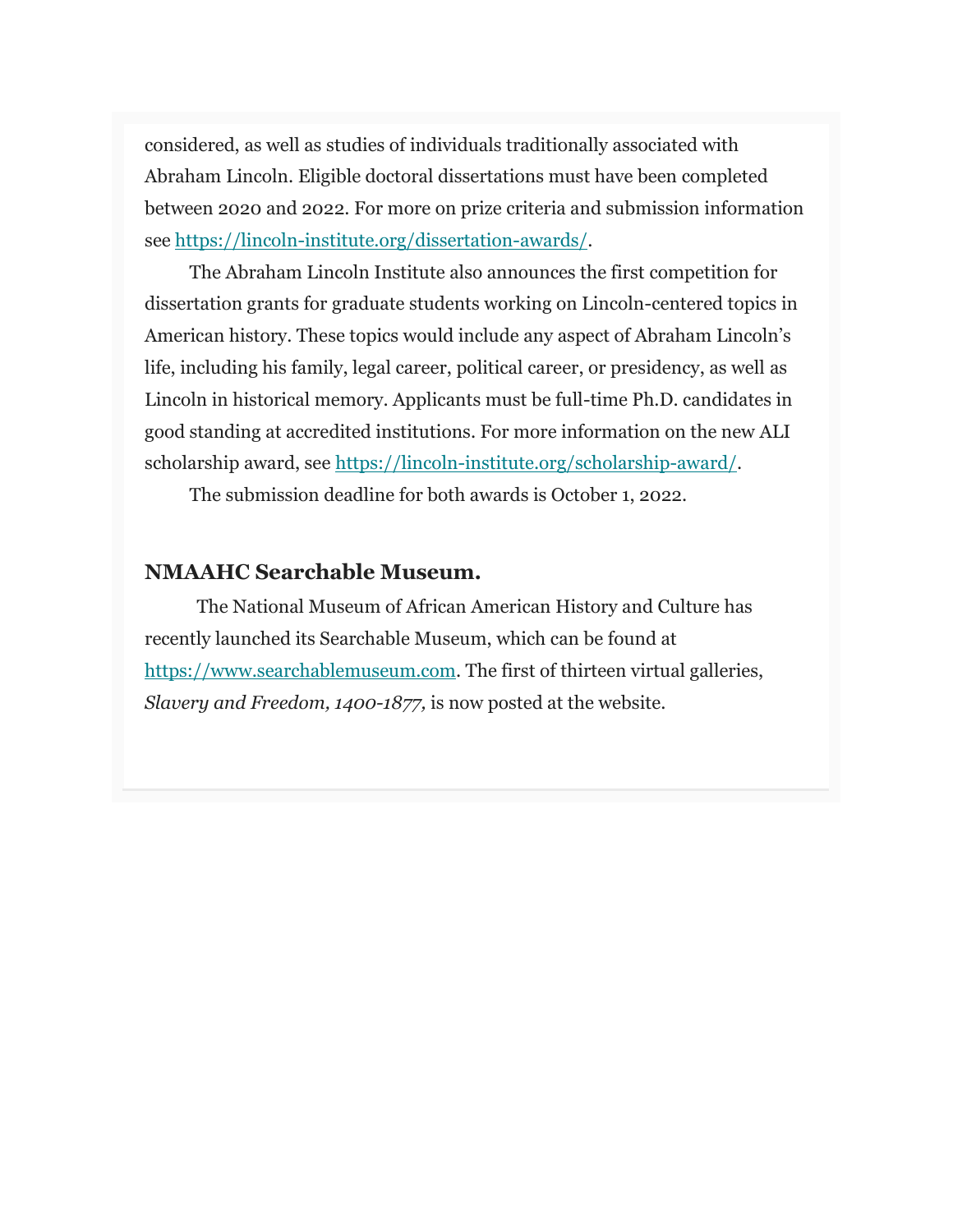considered, as well as studies of individuals traditionally associated with Abraham Lincoln. Eligible doctoral dissertations must have been completed between 2020 and 2022. For more on prize criteria and submission information see https://lincoln-institute.org/dissertation-awards/.

The Abraham Lincoln Institute also announces the first competition for dissertation grants for graduate students working on Lincoln-centered topics in American history. These topics would include any aspect of Abraham Lincoln's life, including his family, legal career, political career, or presidency, as well as Lincoln in historical memory. Applicants must be full-time Ph.D. candidates in good standing at accredited institutions. For more information on the new ALI scholarship award, see https://lincoln-institute.org/scholarship-award/.

The submission deadline for both awards is October 1, 2022.

### NMAAHC Searchable Museum.

The National Museum of African American History and Culture has recently launched its Searchable Museum, which can be found at https://www.searchablemuseum.com. The first of thirteen virtual galleries, *Slavery and Freedom, 1400-1877,* is now posted at the website.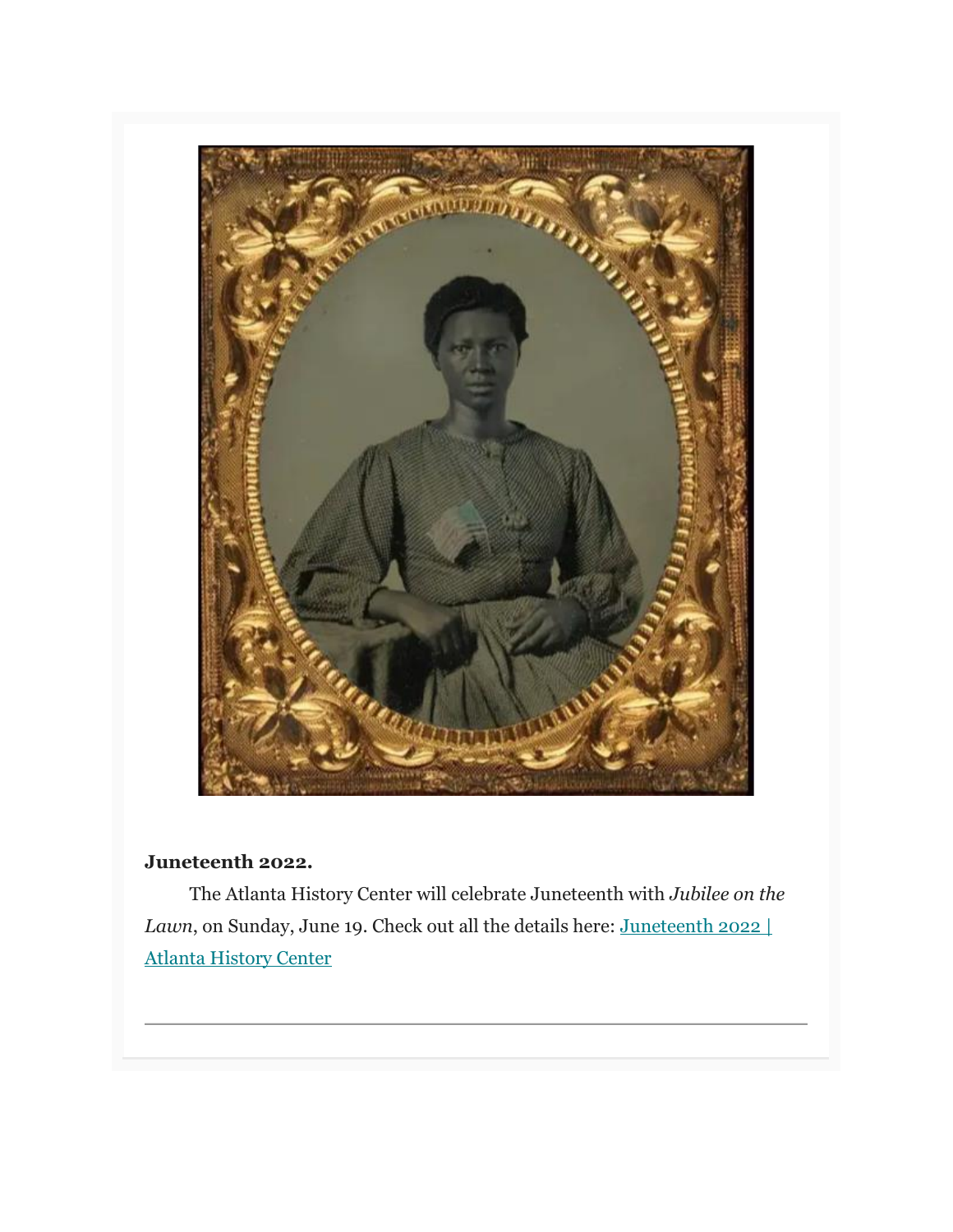**Juneteenth 2022.**

The Atlanta History Center will celebrate Juneteenth with *Jubilee on the Lawn*, on Sunday, June 19. Check out all the details here: Juneteenth 2022 | Atlanta History Center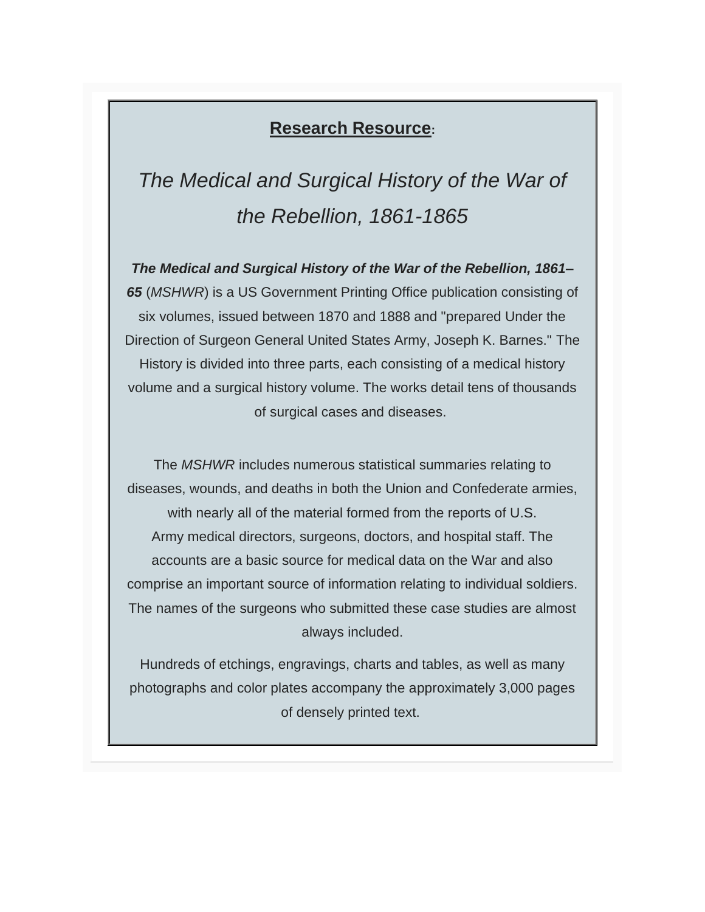## Research Resource:

# *The Medical and Surgical History of the War of the Rebellion, 1861-1865*

***The Medical and Surgical History of the War of the Rebellion, 1861–65*** (*MSHWR*) is a US Government Printing Office publication consisting of six volumes, issued between 1870 and 1888 and "prepared Under the Direction of Surgeon General United States Army, Joseph K. Barnes." The History is divided into three parts, each consisting of a medical history volume and a surgical history volume. The works detail tens of thousands of surgical cases and diseases.

The *MSHWR* includes numerous statistical summaries relating to diseases, wounds, and deaths in both the Union and Confederate armies, with nearly all of the material formed from the reports of U.S. Army medical directors, surgeons, doctors, and hospital staff. The accounts are a basic source for medical data on the War and also comprise an important source of information relating to individual soldiers. The names of the surgeons who submitted these case studies are almost always included.

Hundreds of etchings, engravings, charts and tables, as well as many photographs and color plates accompany the approximately 3,000 pages of densely printed text.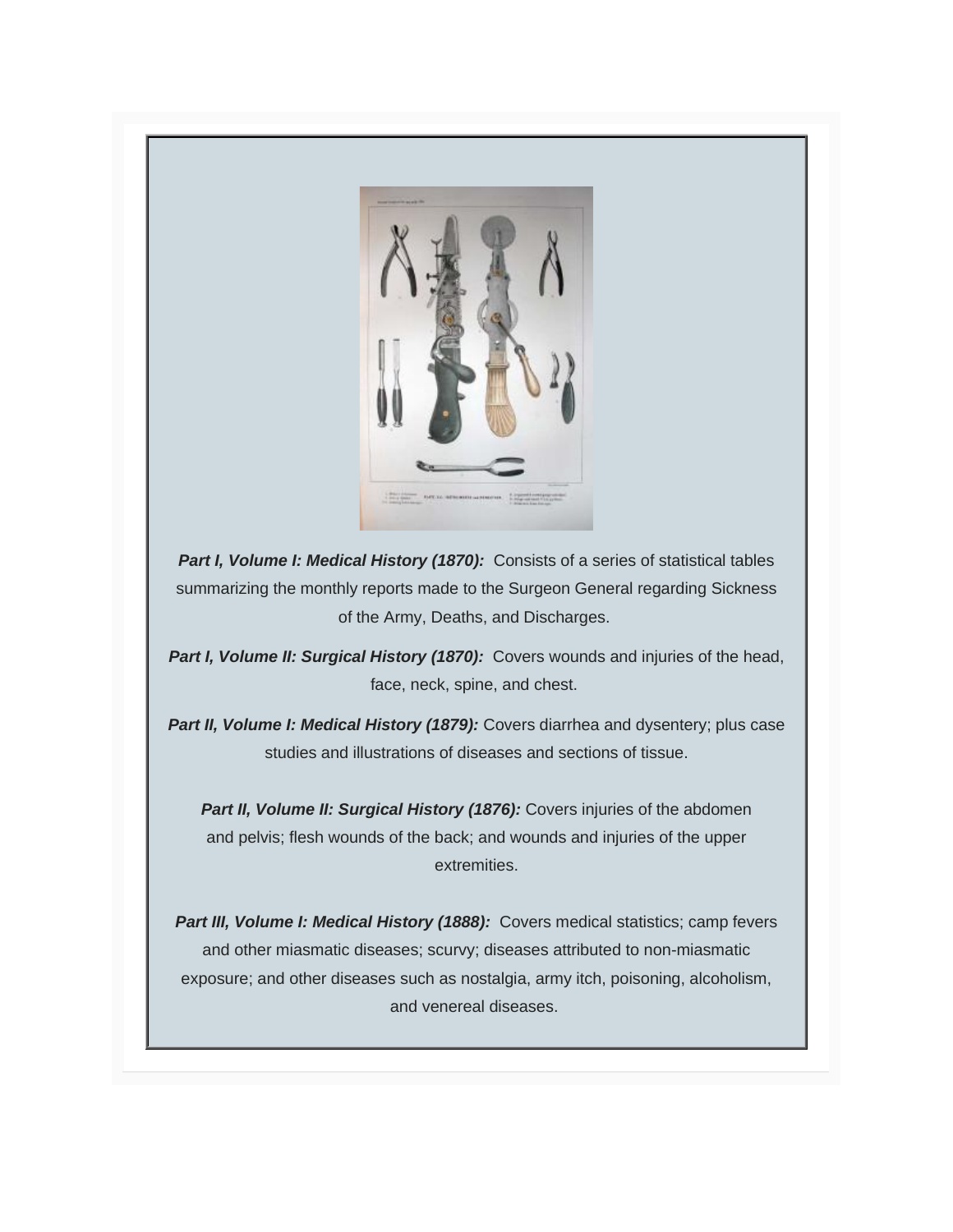***Part I, Volume I: Medical History (1870):*** Consists of a series of statistical tables summarizing the monthly reports made to the Surgeon General regarding Sickness of the Army, Deaths, and Discharges.

***Part I, Volume II: Surgical History (1870):*** Covers wounds and injuries of the head, face, neck, spine, and chest.

***Part II, Volume I: Medical History (1879):*** Covers diarrhea and dysentery; plus case studies and illustrations of diseases and sections of tissue.

***Part II, Volume II: Surgical History (1876):*** Covers injuries of the abdomen and pelvis; flesh wounds of the back; and wounds and injuries of the upper extremities.

***Part III, Volume I: Medical History (1888):*** Covers medical statistics; camp fevers and other miasmatic diseases; scurvy; diseases attributed to non-miasmatic exposure; and other diseases such as nostalgia, army itch, poisoning, alcoholism, and venereal diseases.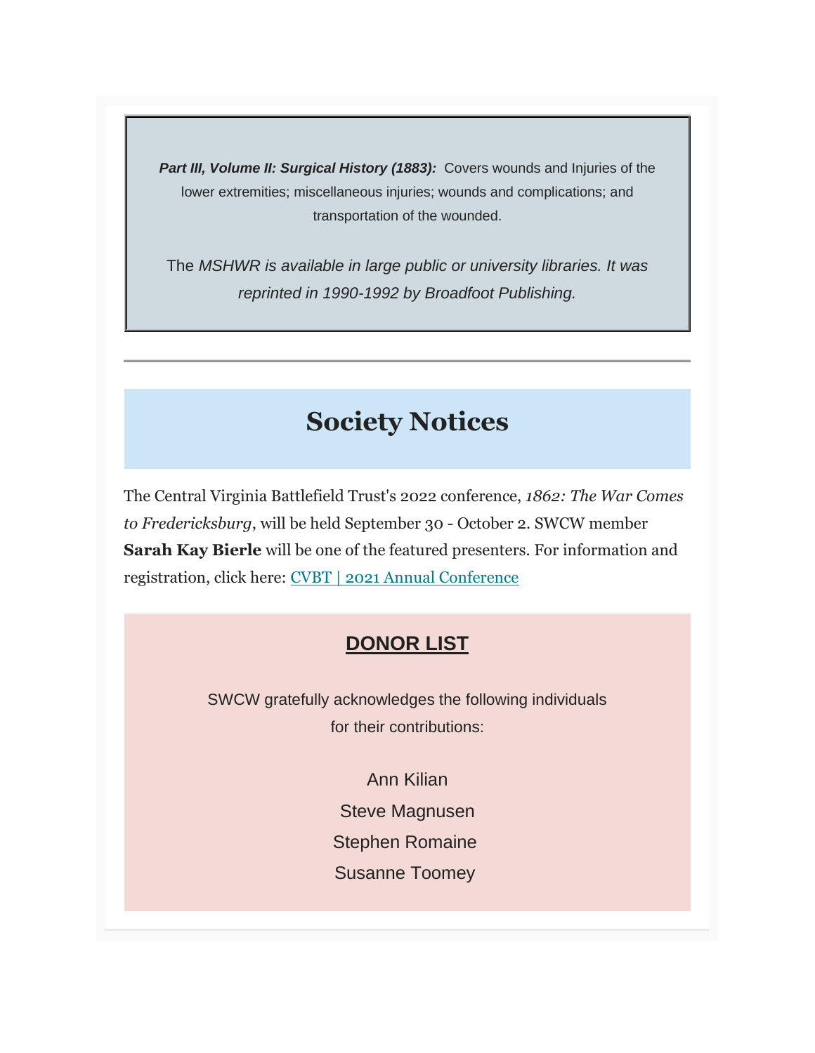***Part III, Volume II: Surgical History (1883):*** Covers wounds and Injuries of the lower extremities; miscellaneous injuries; wounds and complications; and transportation of the wounded.

The *MSHWR is available in large public or university libraries. It was reprinted in 1990-1992 by Broadfoot Publishing.*

---

# Society Notices

The Central Virginia Battlefield Trust's 2022 conference, *1862: The War Comes to Fredericksburg*, will be held September 30 - October 2. SWCW member **Sarah Kay Bierle** will be one of the featured presenters. For information and registration, click here: [CVBT | 2021 Annual Conference]

## DONOR LIST

SWCW gratefully acknowledges the following individuals for their contributions:

Ann Kilian
Steve Magnusen
Stephen Romaine
Susanne Toomey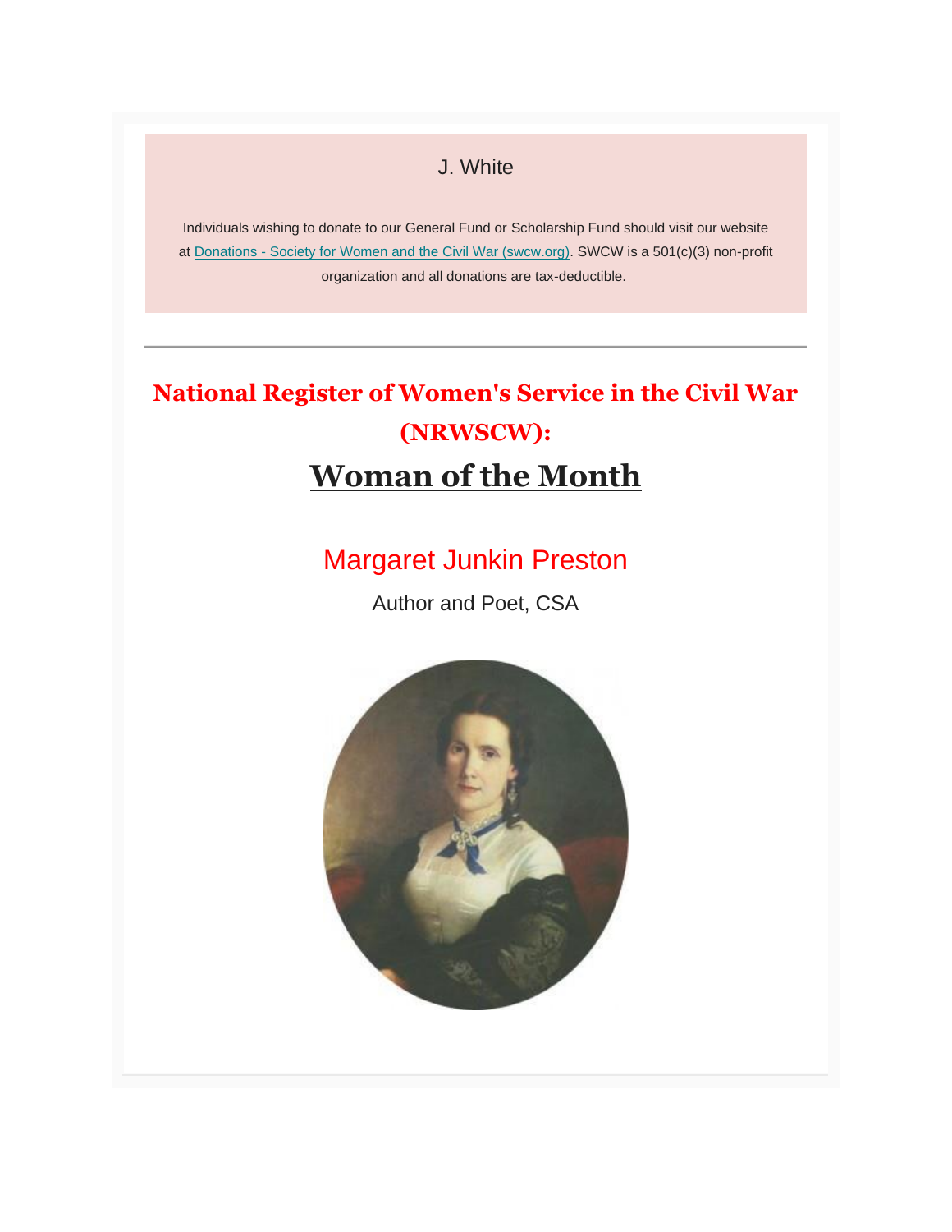J. White

Individuals wishing to donate to our General Fund or Scholarship Fund should visit our website at [Donations - Society for Women and the Civil War (swcw.org)](). SWCW is a 501(c)(3) non-profit organization and all donations are tax-deductible.

---

## National Register of Women's Service in the Civil War (NRWSCW):

# Woman of the Month

## Margaret Junkin Preston

Author and Poet, CSA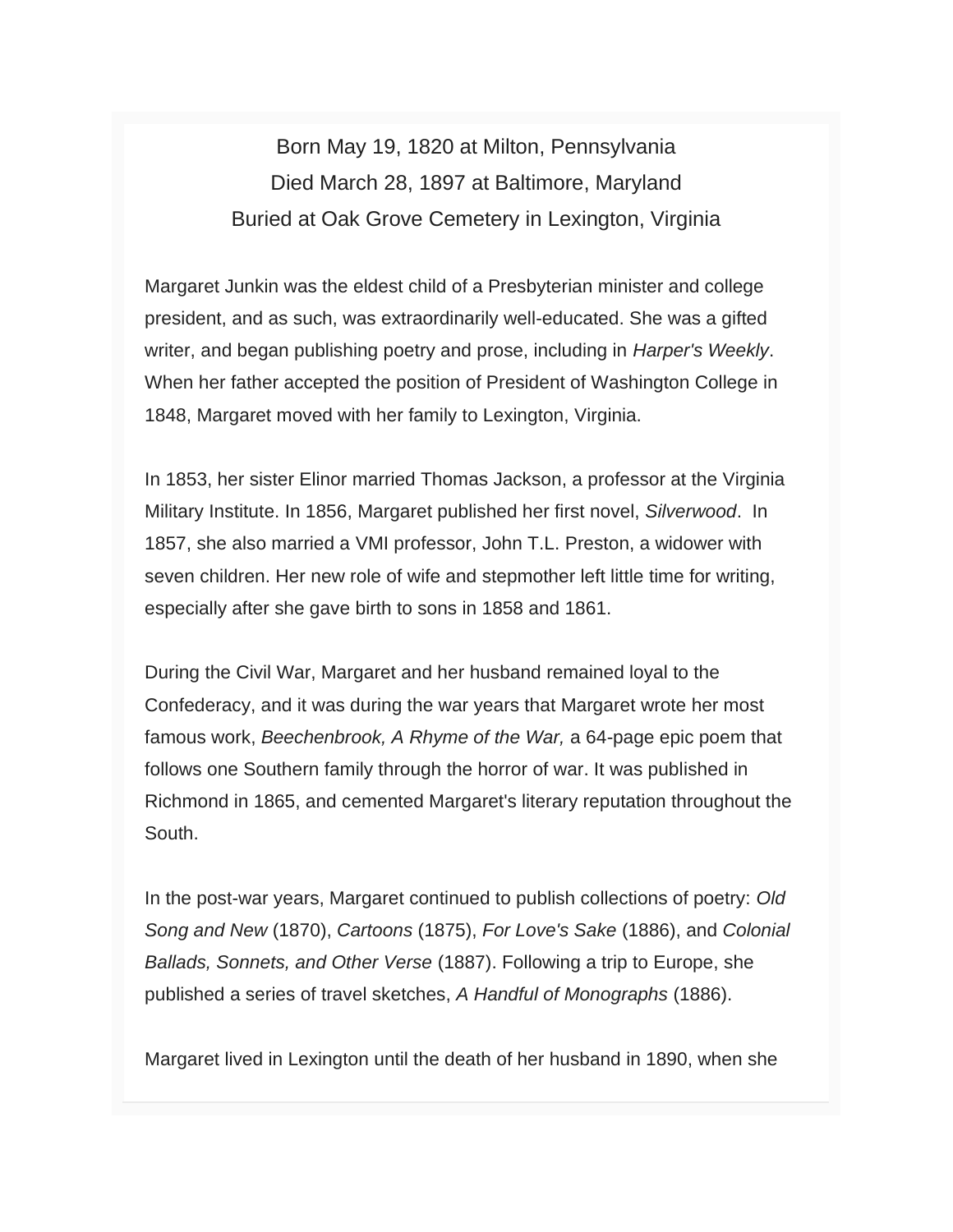Born May 19, 1820 at Milton, Pennsylvania
Died March 28, 1897 at Baltimore, Maryland
Buried at Oak Grove Cemetery in Lexington, Virginia

Margaret Junkin was the eldest child of a Presbyterian minister and college president, and as such, was extraordinarily well-educated. She was a gifted writer, and began publishing poetry and prose, including in *Harper's Weekly*. When her father accepted the position of President of Washington College in 1848, Margaret moved with her family to Lexington, Virginia.

In 1853, her sister Elinor married Thomas Jackson, a professor at the Virginia Military Institute. In 1856, Margaret published her first novel, *Silverwood*. In 1857, she also married a VMI professor, John T.L. Preston, a widower with seven children. Her new role of wife and stepmother left little time for writing, especially after she gave birth to sons in 1858 and 1861.

During the Civil War, Margaret and her husband remained loyal to the Confederacy, and it was during the war years that Margaret wrote her most famous work, *Beechenbrook, A Rhyme of the War,* a 64-page epic poem that follows one Southern family through the horror of war. It was published in Richmond in 1865, and cemented Margaret's literary reputation throughout the South.

In the post-war years, Margaret continued to publish collections of poetry: *Old Song and New* (1870), *Cartoons* (1875), *For Love's Sake* (1886), and *Colonial Ballads, Sonnets, and Other Verse* (1887). Following a trip to Europe, she published a series of travel sketches, *A Handful of Monographs* (1886).

Margaret lived in Lexington until the death of her husband in 1890, when she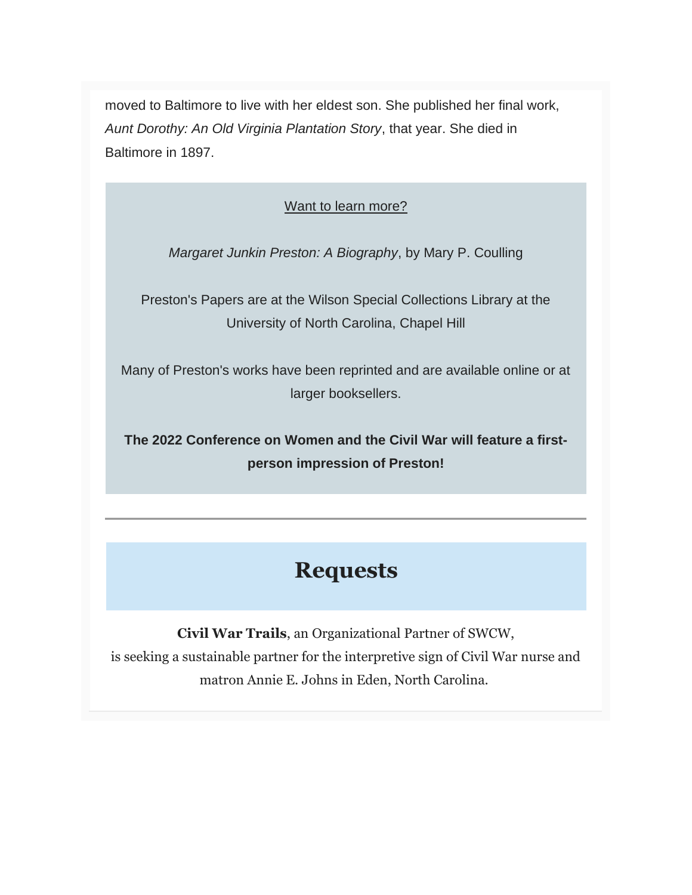moved to Baltimore to live with her eldest son. She published her final work, *Aunt Dorothy: An Old Virginia Plantation Story*, that year. She died in Baltimore in 1897.

Want to learn more?

*Margaret Junkin Preston: A Biography*, by Mary P. Coulling

Preston's Papers are at the Wilson Special Collections Library at the University of North Carolina, Chapel Hill

Many of Preston's works have been reprinted and are available online or at larger booksellers.

**The 2022 Conference on Women and the Civil War will feature a first-person impression of Preston!**

---

## Requests

**Civil War Trails**, an Organizational Partner of SWCW, is seeking a sustainable partner for the interpretive sign of Civil War nurse and matron Annie E. Johns in Eden, North Carolina.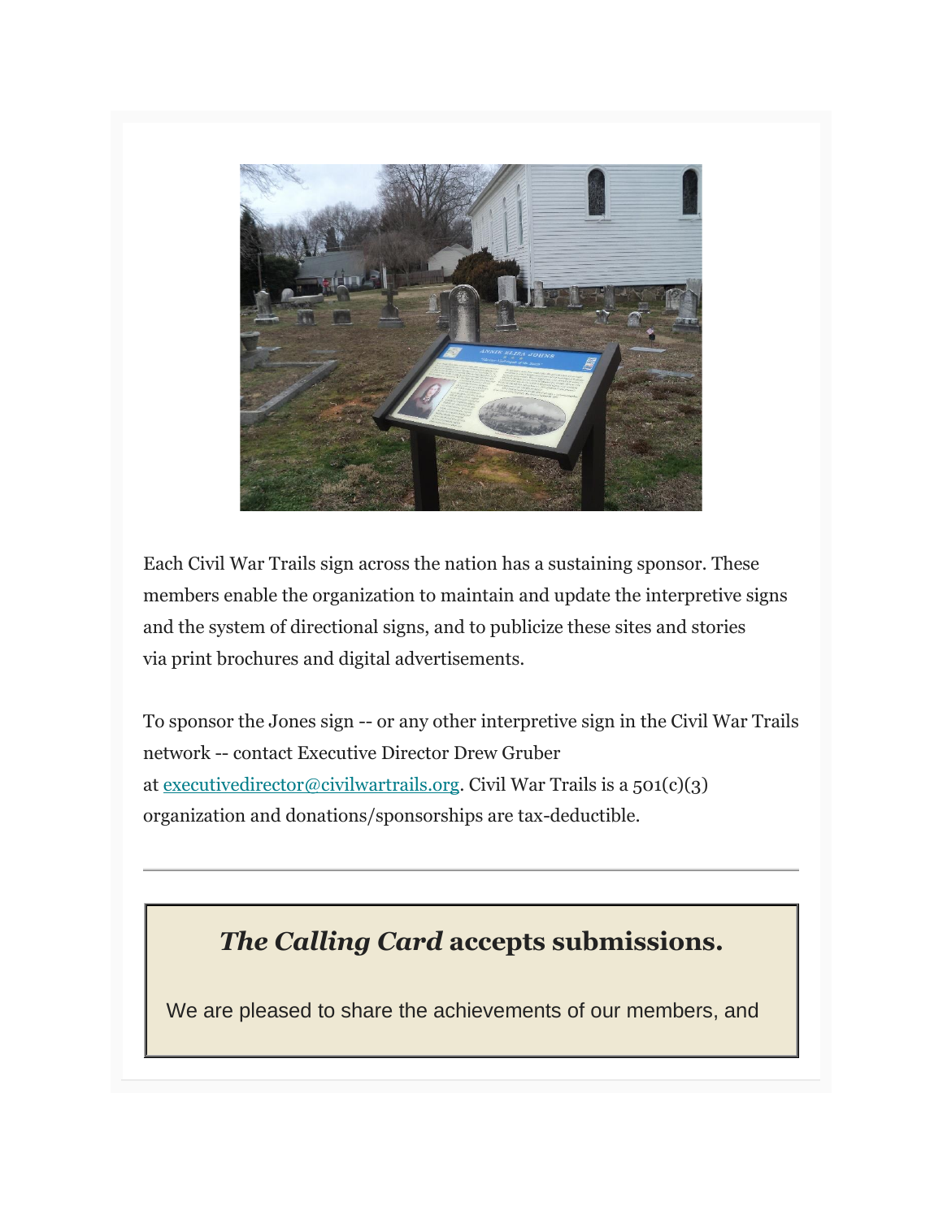Each Civil War Trails sign across the nation has a sustaining sponsor. These members enable the organization to maintain and update the interpretive signs and the system of directional signs, and to publicize these sites and stories via print brochures and digital advertisements.

To sponsor the Jones sign -- or any other interpretive sign in the Civil War Trails network -- contact Executive Director Drew Gruber at executivedirector@civilwartrails.org. Civil War Trails is a 501(c)(3) organization and donations/sponsorships are tax-deductible.

---

## *The Calling Card* accepts submissions.

We are pleased to share the achievements of our members, and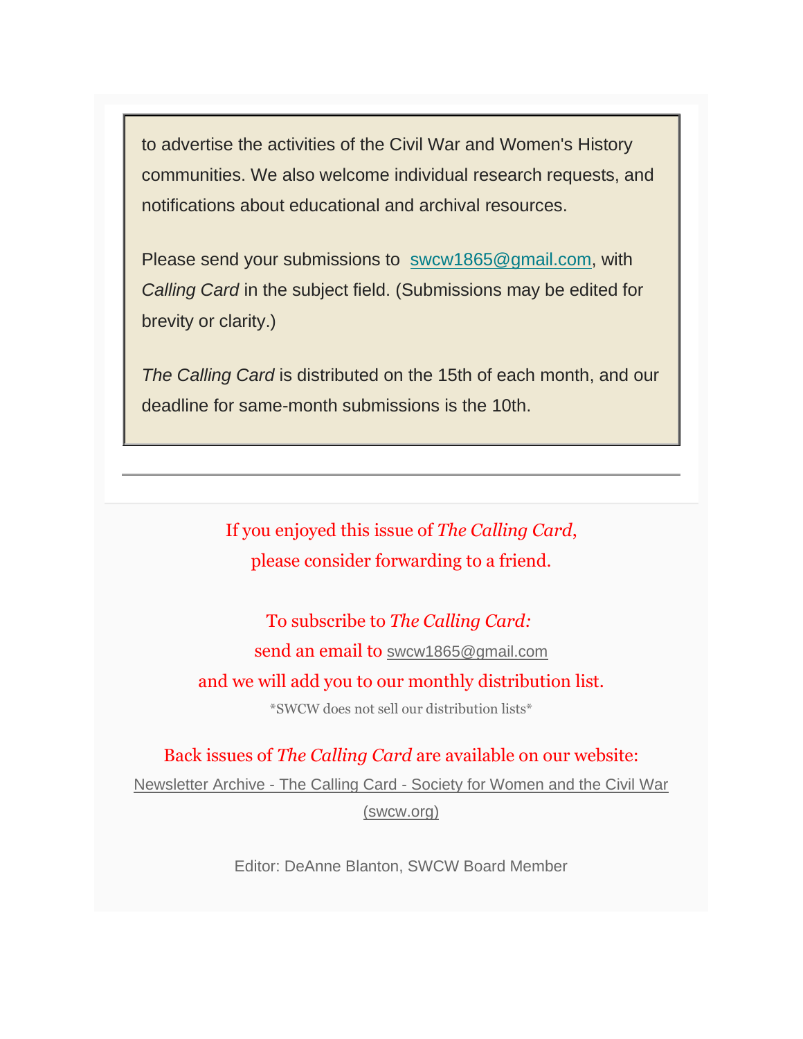to advertise the activities of the Civil War and Women's History communities. We also welcome individual research requests, and notifications about educational and archival resources.

Please send your submissions to swcw1865@gmail.com, with *Calling Card* in the subject field. (Submissions may be edited for brevity or clarity.)

*The Calling Card* is distributed on the 15th of each month, and our deadline for same-month submissions is the 10th.

---

If you enjoyed this issue of *The Calling Card*,
please consider forwarding to a friend.

To subscribe to *The Calling Card:*
send an email to swcw1865@gmail.com
and we will add you to our monthly distribution list.
*SWCW does not sell our distribution lists*

Back issues of *The Calling Card* are available on our website:
Newsletter Archive - The Calling Card - Society for Women and the Civil War (swcw.org)

Editor: DeAnne Blanton, SWCW Board Member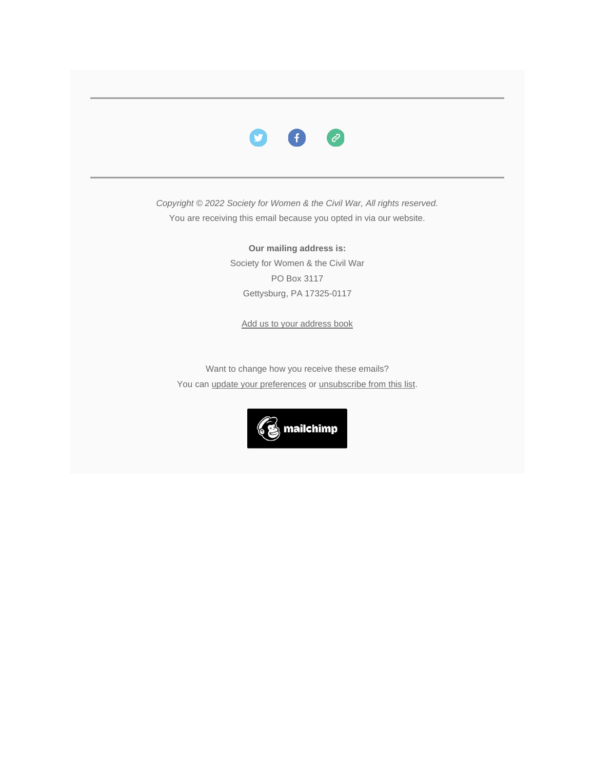---

---

*Copyright © 2022 Society for Women & the Civil War, All rights reserved.*
You are receiving this email because you opted in via our website.

**Our mailing address is:**
Society for Women & the Civil War
PO Box 3117
Gettysburg, PA 17325-0117

Add us to your address book

Want to change how you receive these emails?
You can update your preferences or unsubscribe from this list.